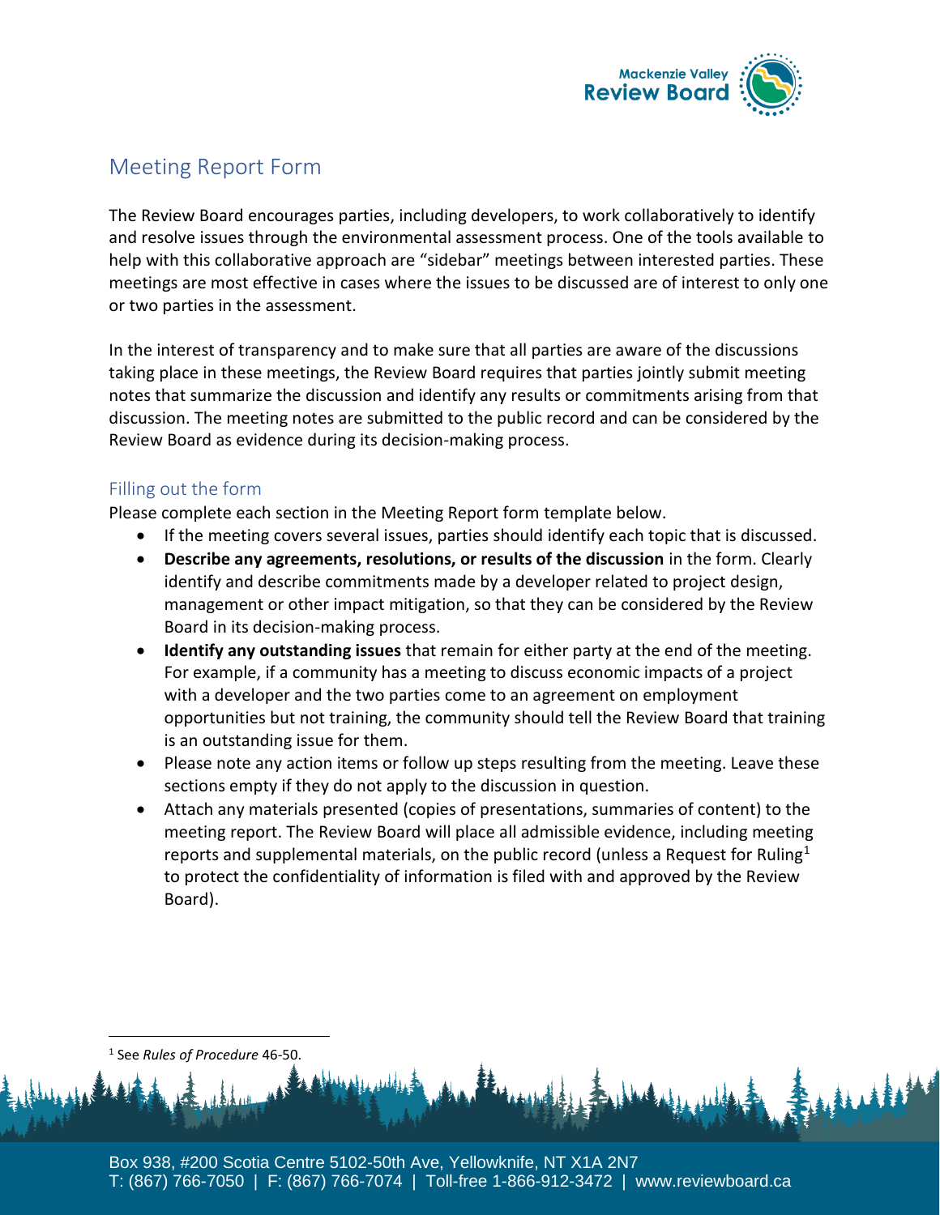# Meeting Report Form

The Review Board encourages parties, including developers, to work collaboratively to identify and resolve issues through the environmental assessment process. One of the tools available to help with this collaborative approach are "sidebar" meetings between interested parties. These meetings are most effective in cases where the issues to be discussed are of interest to only one or two parties in the assessment.

In the interest of transparency and to make sure that all parties are aware of the discussions taking place in these meetings, the Review Board requires that parties jointly submit meeting notes that summarize the discussion and identify any results or commitments arising from that discussion. The meeting notes are submitted to the public record and can be considered by the Review Board as evidence during its decision-making process.

## Filling out the form

Please complete each section in the Meeting Report form template below.

- If the meeting covers several issues, parties should identify each topic that is discussed.
- **Describe any agreements, resolutions, or results of the discussion** in the form. Clearly identify and describe commitments made by a developer related to project design, management or other impact mitigation, so that they can be considered by the Review Board in its decision-making process.
- **Identify any outstanding issues** that remain for either party at the end of the meeting. For example, if a community has a meeting to discuss economic impacts of a project with a developer and the two parties come to an agreement on employment opportunities but not training, the community should tell the Review Board that training is an outstanding issue for them.
- Please note any action items or follow up steps resulting from the meeting. Leave these sections empty if they do not apply to the discussion in question.
- Attach any materials presented (copies of presentations, summaries of content) to the meeting report. The Review Board will place all admissible evidence, including meeting reports and supplemental materials, on the public record (unless a Request for Ruling[1] to protect the confidentiality of information is filed with and approved by the Review Board).

[1] See *Rules of Procedure* 46-50.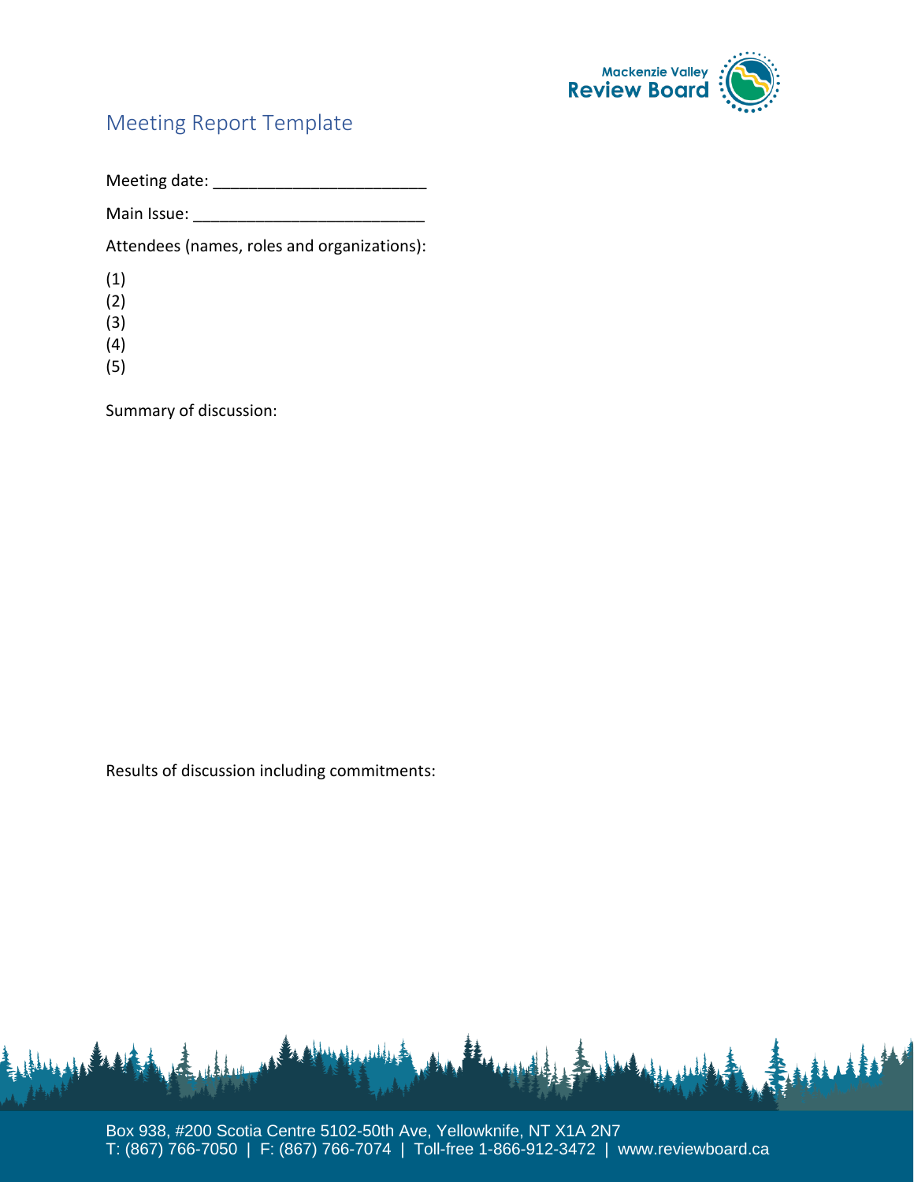# Meeting Report Template

Meeting date: ________________________

Main Issue: __________________________

Attendees (names, roles and organizations):

(1)
(2)
(3)
(4)
(5)

Summary of discussion:

Results of discussion including commitments: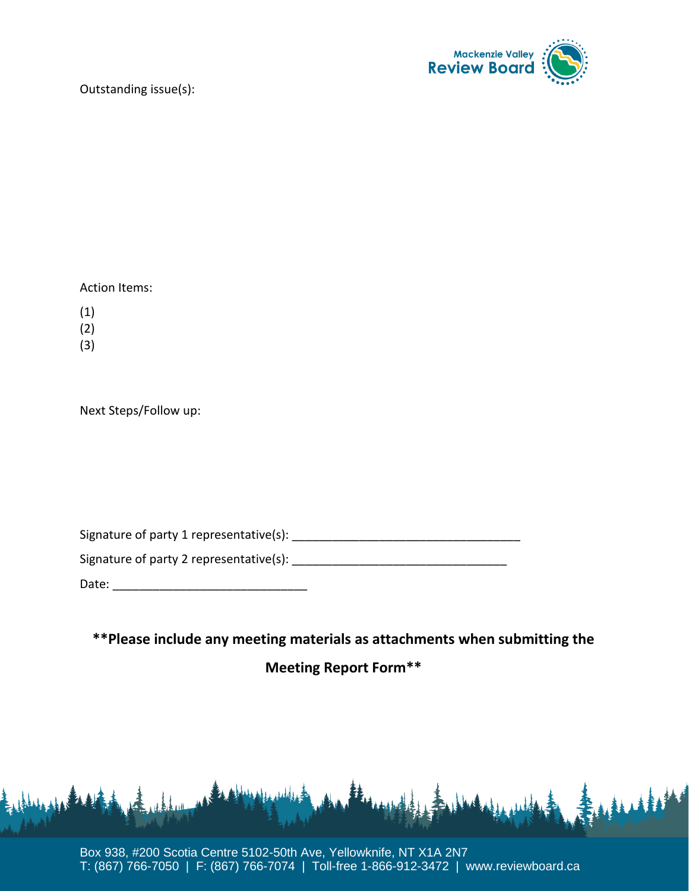Outstanding issue(s):

Action Items:

(1)
(2)
(3)

Next Steps/Follow up:

Signature of party 1 representative(s): ___________________________________

Signature of party 2 representative(s): _________________________________

Date: ______________________________

**\*\*Please include any meeting materials as attachments when submitting the Meeting Report Form\*\***

Box 938, #200 Scotia Centre 5102-50th Ave, Yellowknife, NT X1A 2N7
T: (867) 766-7050 | F: (867) 766-7074 | Toll-free 1-866-912-3472 | www.reviewboard.ca